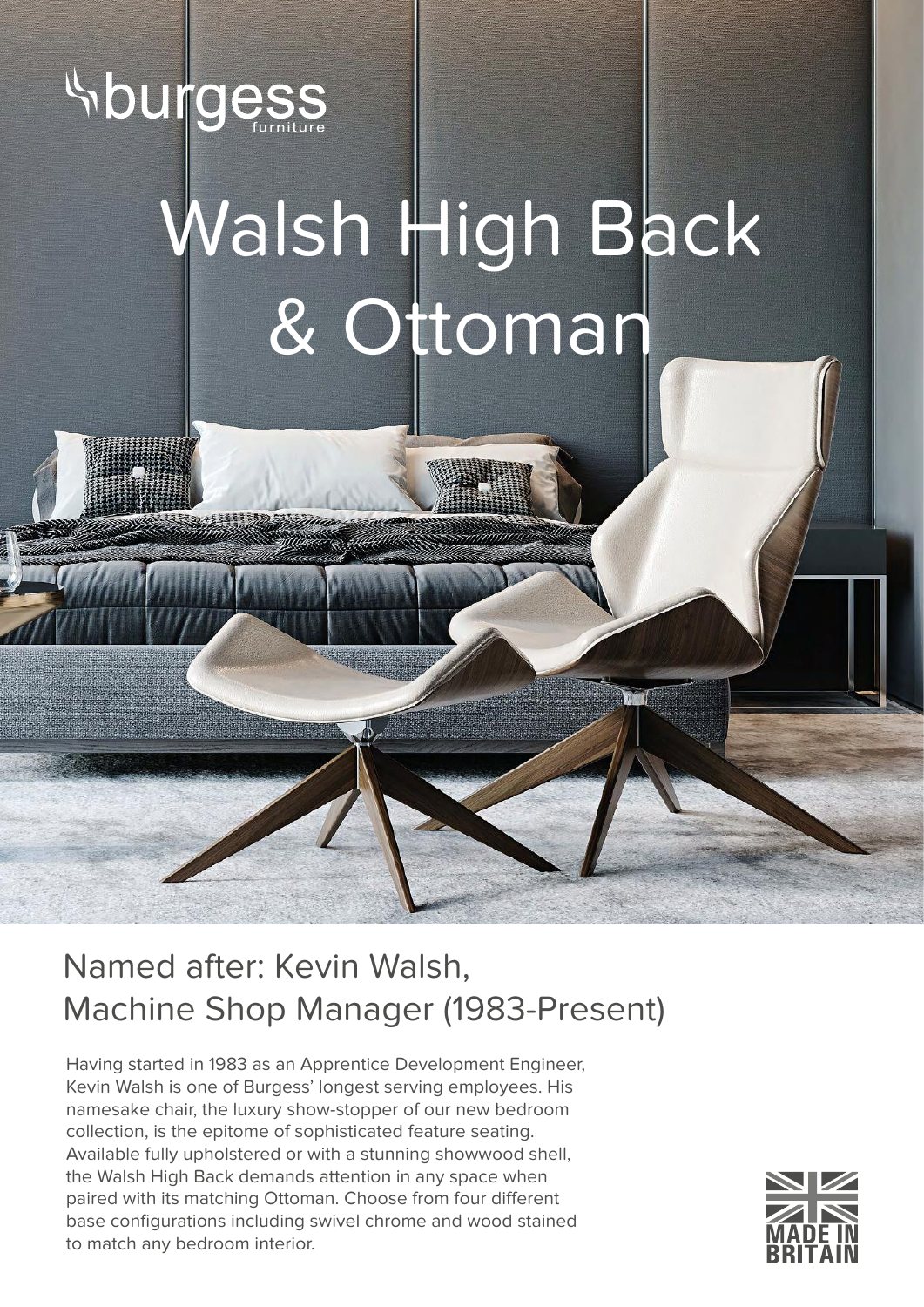burgess furniture

# Walsh High Back & Ottoman

## Named after: Kevin Walsh, Machine Shop Manager (1983-Present)

Having started in 1983 as an Apprentice Development Engineer, Kevin Walsh is one of Burgess' longest serving employees. His namesake chair, the luxury show-stopper of our new bedroom collection, is the epitome of sophisticated feature seating. Available fully upholstered or with a stunning showwood shell, the Walsh High Back demands attention in any space when paired with its matching Ottoman. Choose from four different base configurations including swivel chrome and wood stained to match any bedroom interior.

MADE IN BRITAIN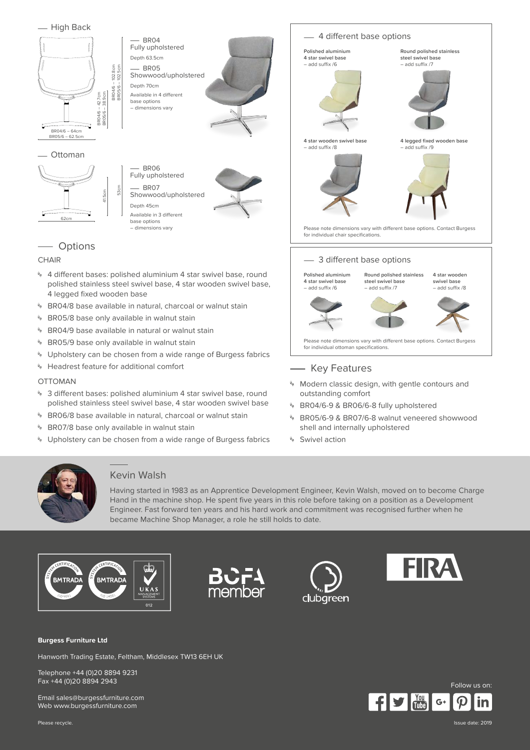## High Back

BR04/6 – 64cm
BR05/6 – 62.5cm

BR04/6 – 42.7cm
BR05/6 – 38.9cm

BR04/6 – 102.8 cm
BR05/6 – 102.5 cm

— BR04
Fully upholstered

Depth 63.5cm

— BR05
Showwood/upholstered

Depth 70cm

Available in 4 different base options – dimensions vary

## Ottoman

62cm

41.5cm

53cm

— BR06
Fully upholstered

— BR07
Showwood/upholstered

Depth 45cm

Available in 3 different base options – dimensions vary

## 4 different base options

**Polished aluminium 4 star swivel base** – add suffix /6

**Round polished stainless steel swivel base** – add suffix /7

**4 star wooden swivel base** – add suffix /8

**4 legged fixed wooden base** – add suffix /9

Please note dimensions vary with different base options. Contact Burgess for individual chair specifications.

## 3 different base options

**Polished aluminium 4 star swivel base** – add suffix /6

**Round polished stainless steel swivel base** – add suffix /7

**4 star wooden swivel base** – add suffix /8

Please note dimensions vary with different base options. Contact Burgess for individual ottoman specifications.

## Options

CHAIR

- 4 different bases: polished aluminium 4 star swivel base, round polished stainless steel swivel base, 4 star wooden swivel base, 4 legged fixed wooden base
- BR04/8 base available in natural, charcoal or walnut stain
- BR05/8 base only available in walnut stain
- BR04/9 base available in natural or walnut stain
- BR05/9 base only available in walnut stain
- Upholstery can be chosen from a wide range of Burgess fabrics
- Headrest feature for additional comfort

OTTOMAN

- 3 different bases: polished aluminium 4 star swivel base, round polished stainless steel swivel base, 4 star wooden swivel base
- BR06/8 base available in natural, charcoal or walnut stain
- BR07/8 base only available in walnut stain
- Upholstery can be chosen from a wide range of Burgess fabrics

## Key Features

- Modern classic design, with gentle contours and outstanding comfort
- BR04/6-9 & BR06/6-8 fully upholstered
- BR05/6-9 & BR07/6-8 walnut veneered showwood shell and internally upholstered
- Swivel action

## Kevin Walsh

Having started in 1983 as an Apprentice Development Engineer, Kevin Walsh, moved on to become Charge Hand in the machine shop. He spent five years in this role before taking on a position as a Development Engineer. Fast forward ten years and his hard work and commitment was recognised further when he became Machine Shop Manager, a role he still holds to date.

BMTRADA ISO 9001 BMTRADA ISO 14001 UKAS MANAGEMENT SYSTEMS 012

BCFA member

clubgreen

FIRA

**Burgess Furniture Ltd**

Hanworth Trading Estate, Feltham, Middlesex TW13 6EH UK

Telephone +44 (0)20 8894 9231
Fax +44 (0)20 8894 2943

Email sales@burgessfurniture.com
Web www.burgessfurniture.com

Follow us on:

Please recycle.

Issue date: 2019